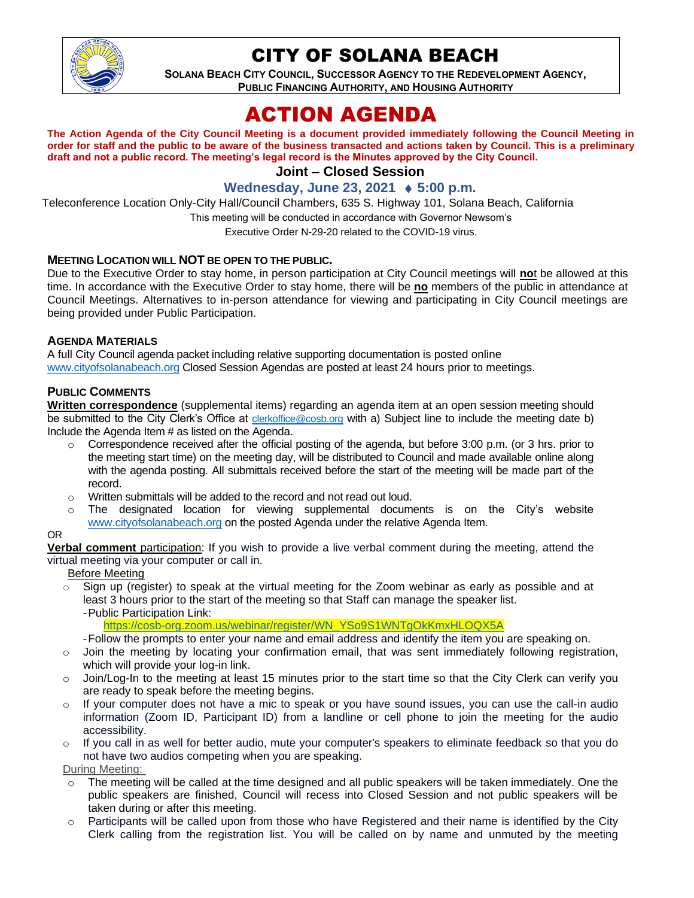# CITY OF SOLANA BEACH

**SOLANA BEACH CITY COUNCIL, SUCCESSOR AGENCY TO THE REDEVELOPMENT AGENCY, PUBLIC FINANCING AUTHORITY, AND HOUSING AUTHORITY**

# ACTION AGENDA

**The Action Agenda of the City Council Meeting is a document provided immediately following the Council Meeting in order for staff and the public to be aware of the business transacted and actions taken by Council. This is a preliminary draft and not a public record. The meeting's legal record is the Minutes approved by the City Council.**

## Joint – Closed Session

### Wednesday, June 23, 2021 ♦ 5:00 p.m.

Teleconference Location Only-City Hall/Council Chambers, 635 S. Highway 101, Solana Beach, California

This meeting will be conducted in accordance with Governor Newsom's Executive Order N-29-20 related to the COVID-19 virus.

**MEETING LOCATION WILL NOT BE OPEN TO THE PUBLIC.**

Due to the Executive Order to stay home, in person participation at City Council meetings will **no**t be allowed at this time. In accordance with the Executive Order to stay home, there will be **no** members of the public in attendance at Council Meetings. Alternatives to in-person attendance for viewing and participating in City Council meetings are being provided under Public Participation.

**AGENDA MATERIALS**

A full City Council agenda packet including relative supporting documentation is posted online www.cityofsolanabeach.org Closed Session Agendas are posted at least 24 hours prior to meetings.

**PUBLIC COMMENTS**

**Written correspondence** (supplemental items) regarding an agenda item at an open session meeting should be submitted to the City Clerk's Office at clerkoffice@cosb.org with a) Subject line to include the meeting date b) Include the Agenda Item # as listed on the Agenda.

- Correspondence received after the official posting of the agenda, but before 3:00 p.m. (or 3 hrs. prior to the meeting start time) on the meeting day, will be distributed to Council and made available online along with the agenda posting. All submittals received before the start of the meeting will be made part of the record.
- Written submittals will be added to the record and not read out loud.
- The designated location for viewing supplemental documents is on the City's website www.cityofsolanabeach.org on the posted Agenda under the relative Agenda Item.

OR

**Verbal comment** participation: If you wish to provide a live verbal comment during the meeting, attend the virtual meeting via your computer or call in.

Before Meeting

- Sign up (register) to speak at the virtual meeting for the Zoom webinar as early as possible and at least 3 hours prior to the start of the meeting so that Staff can manage the speaker list.
  - Public Participation Link: https://cosb-org.zoom.us/webinar/register/WN_YSo9S1WNTgOkKmxHLOQX5A
  - Follow the prompts to enter your name and email address and identify the item you are speaking on.
- Join the meeting by locating your confirmation email, that was sent immediately following registration, which will provide your log-in link.
- Join/Log-In to the meeting at least 15 minutes prior to the start time so that the City Clerk can verify you are ready to speak before the meeting begins.
- If your computer does not have a mic to speak or you have sound issues, you can use the call-in audio information (Zoom ID, Participant ID) from a landline or cell phone to join the meeting for the audio accessibility.
- If you call in as well for better audio, mute your computer's speakers to eliminate feedback so that you do not have two audios competing when you are speaking.

During Meeting:

- The meeting will be called at the time designed and all public speakers will be taken immediately. One the public speakers are finished, Council will recess into Closed Session and not public speakers will be taken during or after this meeting.
- Participants will be called upon from those who have Registered and their name is identified by the City Clerk calling from the registration list. You will be called on by name and unmuted by the meeting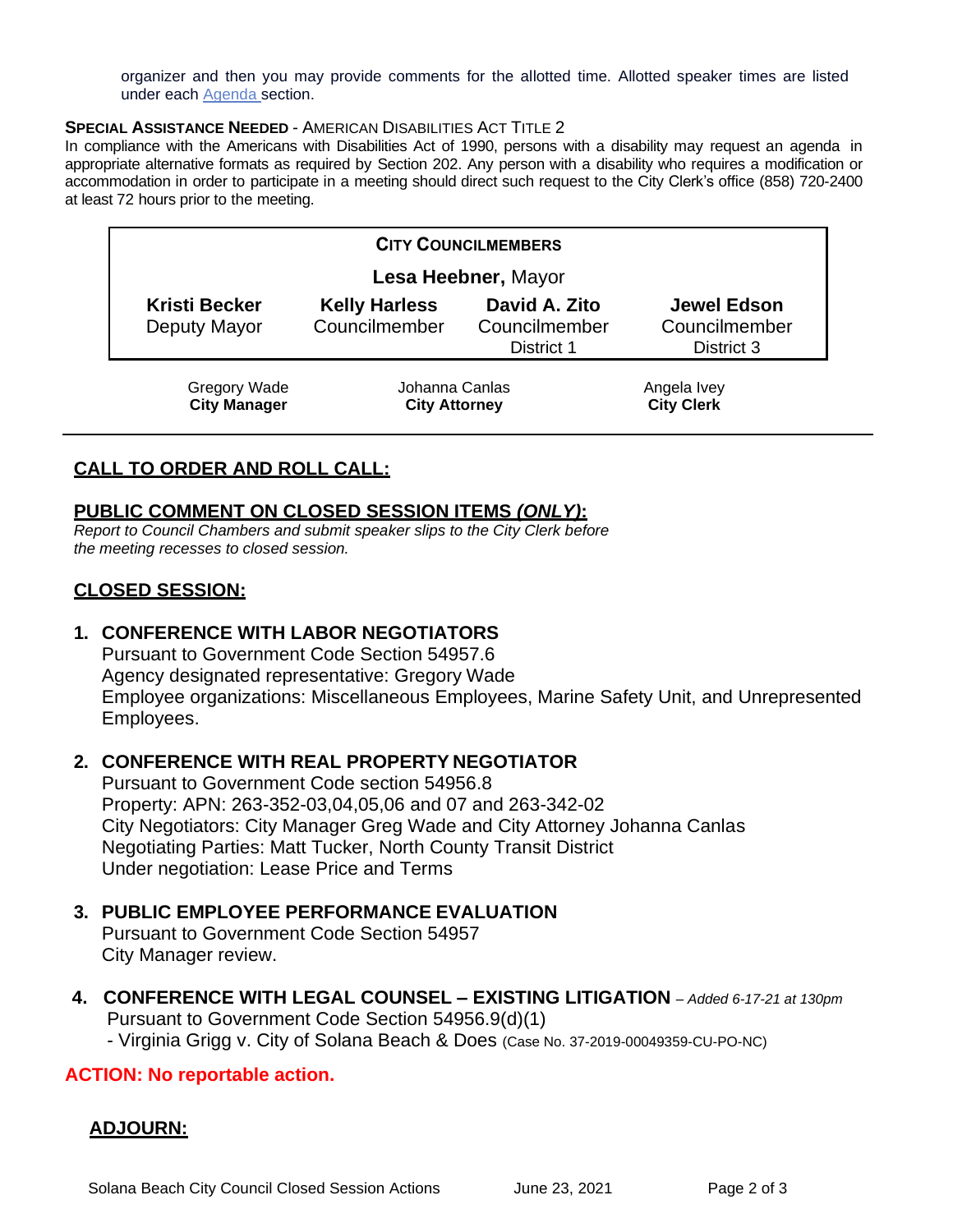organizer and then you may provide comments for the allotted time. Allotted speaker times are listed under each Agenda section.

**SPECIAL ASSISTANCE NEEDED** - AMERICAN DISABILITIES ACT TITLE 2

In compliance with the Americans with Disabilities Act of 1990, persons with a disability may request an agenda in appropriate alternative formats as required by Section 202. Any person with a disability who requires a modification or accommodation in order to participate in a meeting should direct such request to the City Clerk's office (858) 720-2400 at least 72 hours prior to the meeting.

| **CITY COUNCILMEMBERS** | | | |
|---|---|---|---|
| **Lesa Heebner,** Mayor | | | |
| **Kristi Becker** Deputy Mayor | **Kelly Harless** Councilmember | **David A. Zito** Councilmember District 1 | **Jewel Edson** Councilmember District 3 |

| Gregory Wade **City Manager** | Johanna Canlas **City Attorney** | Angela Ivey **City Clerk** |
|---|---|---|

## CALL TO ORDER AND ROLL CALL:

## PUBLIC COMMENT ON CLOSED SESSION ITEMS *(ONLY)*:

*Report to Council Chambers and submit speaker slips to the City Clerk before the meeting recesses to closed session.*

## CLOSED SESSION:

1. **CONFERENCE WITH LABOR NEGOTIATORS**
   Pursuant to Government Code Section 54957.6
   Agency designated representative: Gregory Wade
   Employee organizations: Miscellaneous Employees, Marine Safety Unit, and Unrepresented Employees.

2. **CONFERENCE WITH REAL PROPERTY NEGOTIATOR**
   Pursuant to Government Code section 54956.8
   Property: APN: 263-352-03,04,05,06 and 07 and 263-342-02
   City Negotiators: City Manager Greg Wade and City Attorney Johanna Canlas
   Negotiating Parties: Matt Tucker, North County Transit District
   Under negotiation: Lease Price and Terms

3. **PUBLIC EMPLOYEE PERFORMANCE EVALUATION**
   Pursuant to Government Code Section 54957
   City Manager review.

4. **CONFERENCE WITH LEGAL COUNSEL – EXISTING LITIGATION** – *Added 6-17-21 at 130pm*
   Pursuant to Government Code Section 54956.9(d)(1)
   - Virginia Grigg v. City of Solana Beach & Does (Case No. 37-2019-00049359-CU-PO-NC)

**ACTION: No reportable action.**

## ADJOURN: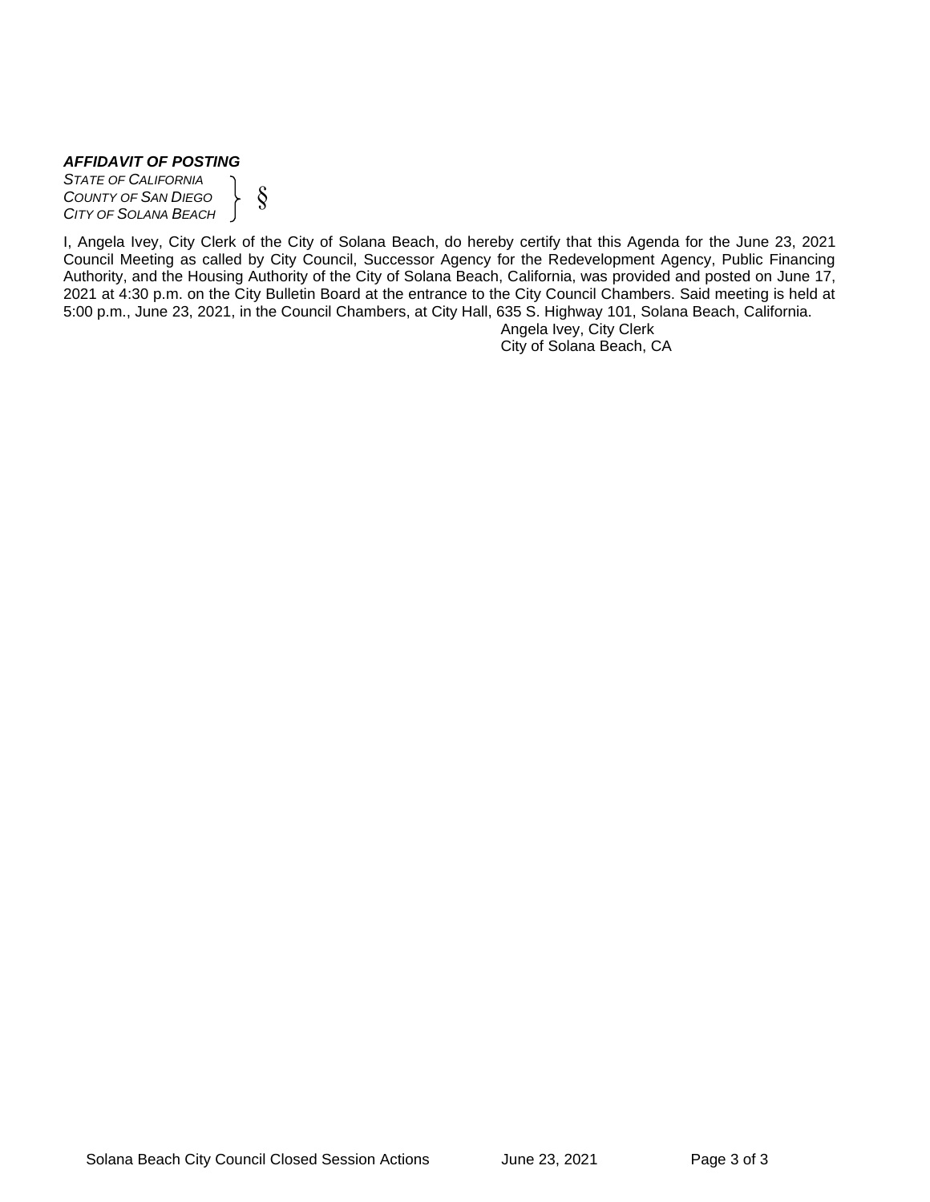***AFFIDAVIT OF POSTING***

*STATE OF CALIFORNIA*
*COUNTY OF SAN DIEGO* } §
*CITY OF SOLANA BEACH*

I, Angela Ivey, City Clerk of the City of Solana Beach, do hereby certify that this Agenda for the June 23, 2021 Council Meeting as called by City Council, Successor Agency for the Redevelopment Agency, Public Financing Authority, and the Housing Authority of the City of Solana Beach, California, was provided and posted on June 17, 2021 at 4:30 p.m. on the City Bulletin Board at the entrance to the City Council Chambers. Said meeting is held at 5:00 p.m., June 23, 2021, in the Council Chambers, at City Hall, 635 S. Highway 101, Solana Beach, California.

Angela Ivey, City Clerk
City of Solana Beach, CA